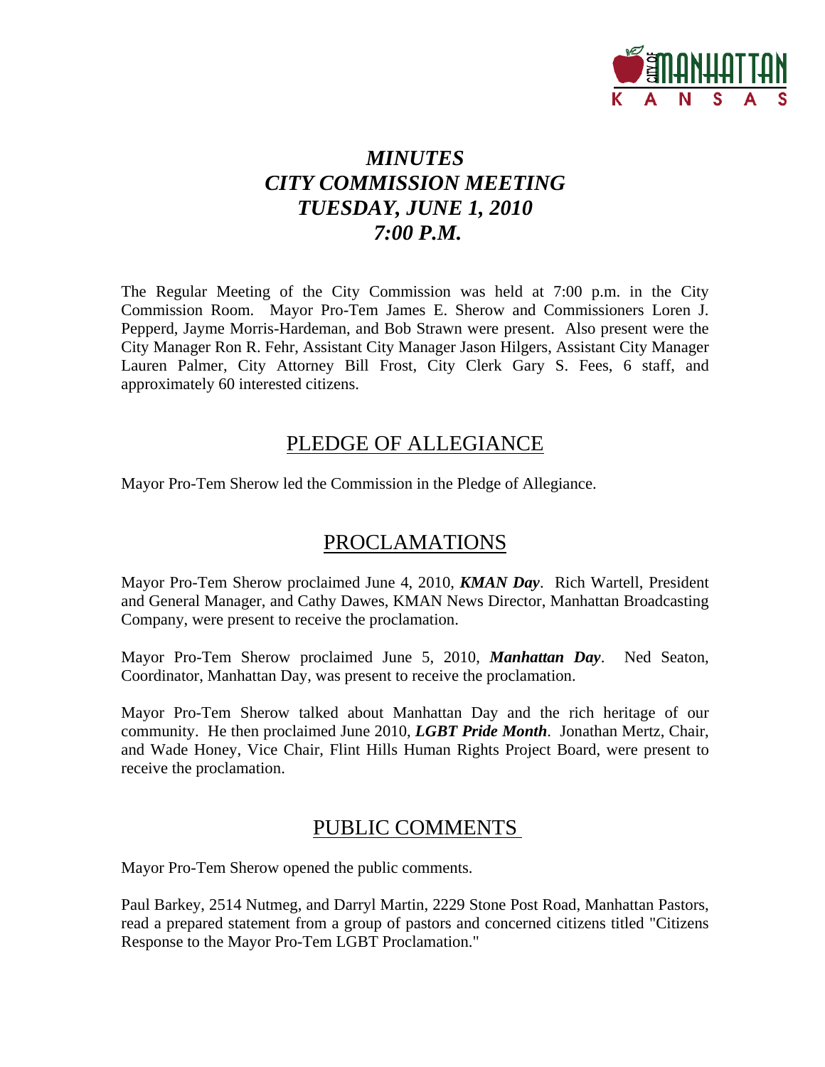# *MINUTES*
# *CITY COMMISSION MEETING*
# *TUESDAY, JUNE 1, 2010*
# *7:00 P.M.*

The Regular Meeting of the City Commission was held at 7:00 p.m. in the City Commission Room. Mayor Pro-Tem James E. Sherow and Commissioners Loren J. Pepperd, Jayme Morris-Hardeman, and Bob Strawn were present. Also present were the City Manager Ron R. Fehr, Assistant City Manager Jason Hilgers, Assistant City Manager Lauren Palmer, City Attorney Bill Frost, City Clerk Gary S. Fees, 6 staff, and approximately 60 interested citizens.

## PLEDGE OF ALLEGIANCE

Mayor Pro-Tem Sherow led the Commission in the Pledge of Allegiance.

## PROCLAMATIONS

Mayor Pro-Tem Sherow proclaimed June 4, 2010, ***KMAN Day***. Rich Wartell, President and General Manager, and Cathy Dawes, KMAN News Director, Manhattan Broadcasting Company, were present to receive the proclamation.

Mayor Pro-Tem Sherow proclaimed June 5, 2010, ***Manhattan Day***. Ned Seaton, Coordinator, Manhattan Day, was present to receive the proclamation.

Mayor Pro-Tem Sherow talked about Manhattan Day and the rich heritage of our community. He then proclaimed June 2010, ***LGBT Pride Month***. Jonathan Mertz, Chair, and Wade Honey, Vice Chair, Flint Hills Human Rights Project Board, were present to receive the proclamation.

## PUBLIC COMMENTS

Mayor Pro-Tem Sherow opened the public comments.

Paul Barkey, 2514 Nutmeg, and Darryl Martin, 2229 Stone Post Road, Manhattan Pastors, read a prepared statement from a group of pastors and concerned citizens titled "Citizens Response to the Mayor Pro-Tem LGBT Proclamation."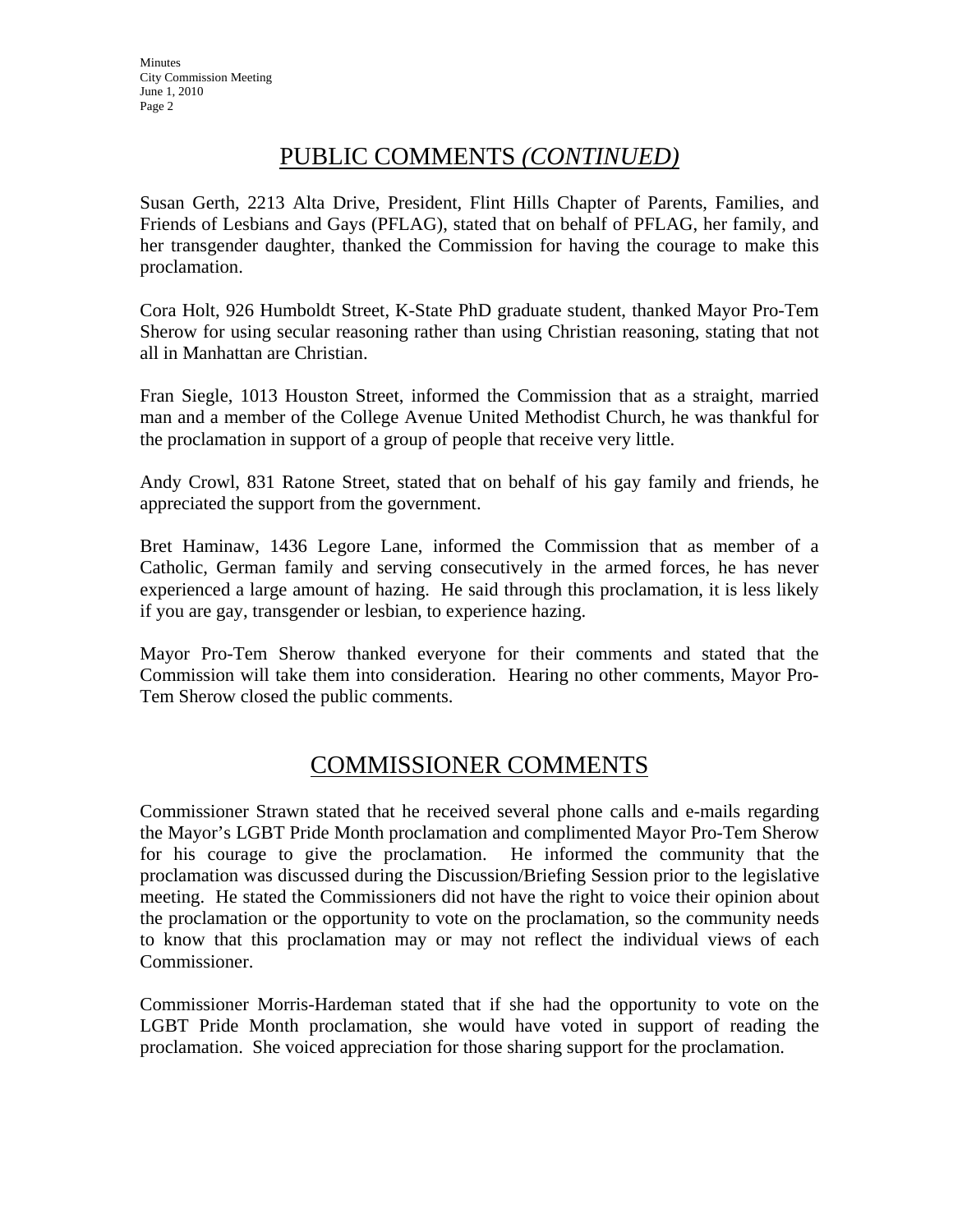## PUBLIC COMMENTS *(CONTINUED)*

Susan Gerth, 2213 Alta Drive, President, Flint Hills Chapter of Parents, Families, and Friends of Lesbians and Gays (PFLAG), stated that on behalf of PFLAG, her family, and her transgender daughter, thanked the Commission for having the courage to make this proclamation.

Cora Holt, 926 Humboldt Street, K-State PhD graduate student, thanked Mayor Pro-Tem Sherow for using secular reasoning rather than using Christian reasoning, stating that not all in Manhattan are Christian.

Fran Siegle, 1013 Houston Street, informed the Commission that as a straight, married man and a member of the College Avenue United Methodist Church, he was thankful for the proclamation in support of a group of people that receive very little.

Andy Crowl, 831 Ratone Street, stated that on behalf of his gay family and friends, he appreciated the support from the government.

Bret Haminaw, 1436 Legore Lane, informed the Commission that as member of a Catholic, German family and serving consecutively in the armed forces, he has never experienced a large amount of hazing. He said through this proclamation, it is less likely if you are gay, transgender or lesbian, to experience hazing.

Mayor Pro-Tem Sherow thanked everyone for their comments and stated that the Commission will take them into consideration. Hearing no other comments, Mayor Pro-Tem Sherow closed the public comments.

## COMMISSIONER COMMENTS

Commissioner Strawn stated that he received several phone calls and e-mails regarding the Mayor's LGBT Pride Month proclamation and complimented Mayor Pro-Tem Sherow for his courage to give the proclamation. He informed the community that the proclamation was discussed during the Discussion/Briefing Session prior to the legislative meeting. He stated the Commissioners did not have the right to voice their opinion about the proclamation or the opportunity to vote on the proclamation, so the community needs to know that this proclamation may or may not reflect the individual views of each Commissioner.

Commissioner Morris-Hardeman stated that if she had the opportunity to vote on the LGBT Pride Month proclamation, she would have voted in support of reading the proclamation. She voiced appreciation for those sharing support for the proclamation.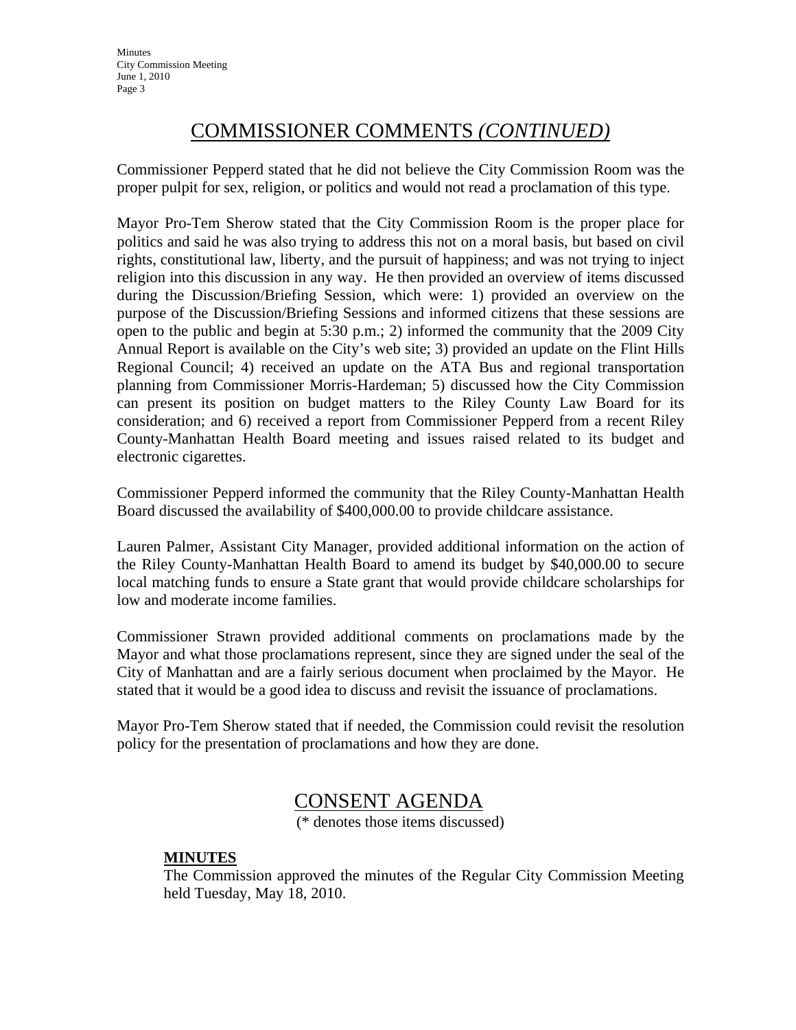## COMMISSIONER COMMENTS *(CONTINUED)*

Commissioner Pepperd stated that he did not believe the City Commission Room was the proper pulpit for sex, religion, or politics and would not read a proclamation of this type.

Mayor Pro-Tem Sherow stated that the City Commission Room is the proper place for politics and said he was also trying to address this not on a moral basis, but based on civil rights, constitutional law, liberty, and the pursuit of happiness; and was not trying to inject religion into this discussion in any way. He then provided an overview of items discussed during the Discussion/Briefing Session, which were: 1) provided an overview on the purpose of the Discussion/Briefing Sessions and informed citizens that these sessions are open to the public and begin at 5:30 p.m.; 2) informed the community that the 2009 City Annual Report is available on the City's web site; 3) provided an update on the Flint Hills Regional Council; 4) received an update on the ATA Bus and regional transportation planning from Commissioner Morris-Hardeman; 5) discussed how the City Commission can present its position on budget matters to the Riley County Law Board for its consideration; and 6) received a report from Commissioner Pepperd from a recent Riley County-Manhattan Health Board meeting and issues raised related to its budget and electronic cigarettes.

Commissioner Pepperd informed the community that the Riley County-Manhattan Health Board discussed the availability of $400,000.00 to provide childcare assistance.

Lauren Palmer, Assistant City Manager, provided additional information on the action of the Riley County-Manhattan Health Board to amend its budget by $40,000.00 to secure local matching funds to ensure a State grant that would provide childcare scholarships for low and moderate income families.

Commissioner Strawn provided additional comments on proclamations made by the Mayor and what those proclamations represent, since they are signed under the seal of the City of Manhattan and are a fairly serious document when proclaimed by the Mayor. He stated that it would be a good idea to discuss and revisit the issuance of proclamations.

Mayor Pro-Tem Sherow stated that if needed, the Commission could revisit the resolution policy for the presentation of proclamations and how they are done.

## CONSENT AGENDA

(* denotes those items discussed)

**MINUTES**

The Commission approved the minutes of the Regular City Commission Meeting held Tuesday, May 18, 2010.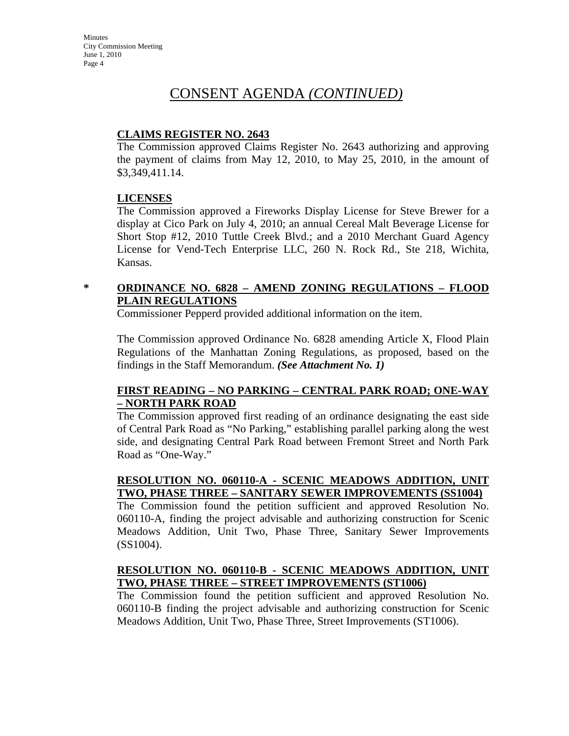# CONSENT AGENDA *(CONTINUED)*

**CLAIMS REGISTER NO. 2643**

The Commission approved Claims Register No. 2643 authorizing and approving the payment of claims from May 12, 2010, to May 25, 2010, in the amount of $3,349,411.14.

**LICENSES**

The Commission approved a Fireworks Display License for Steve Brewer for a display at Cico Park on July 4, 2010; an annual Cereal Malt Beverage License for Short Stop #12, 2010 Tuttle Creek Blvd.; and a 2010 Merchant Guard Agency License for Vend-Tech Enterprise LLC, 260 N. Rock Rd., Ste 218, Wichita, Kansas.

\* **ORDINANCE NO. 6828 – AMEND ZONING REGULATIONS – FLOOD PLAIN REGULATIONS**

Commissioner Pepperd provided additional information on the item.

The Commission approved Ordinance No. 6828 amending Article X, Flood Plain Regulations of the Manhattan Zoning Regulations, as proposed, based on the findings in the Staff Memorandum. ***(See Attachment No. 1)***

**FIRST READING – NO PARKING – CENTRAL PARK ROAD; ONE-WAY – NORTH PARK ROAD**

The Commission approved first reading of an ordinance designating the east side of Central Park Road as "No Parking," establishing parallel parking along the west side, and designating Central Park Road between Fremont Street and North Park Road as "One-Way."

**RESOLUTION NO. 060110-A - SCENIC MEADOWS ADDITION, UNIT TWO, PHASE THREE – SANITARY SEWER IMPROVEMENTS (SS1004)**

The Commission found the petition sufficient and approved Resolution No. 060110-A, finding the project advisable and authorizing construction for Scenic Meadows Addition, Unit Two, Phase Three, Sanitary Sewer Improvements (SS1004).

**RESOLUTION NO. 060110-B - SCENIC MEADOWS ADDITION, UNIT TWO, PHASE THREE – STREET IMPROVEMENTS (ST1006)**

The Commission found the petition sufficient and approved Resolution No. 060110-B finding the project advisable and authorizing construction for Scenic Meadows Addition, Unit Two, Phase Three, Street Improvements (ST1006).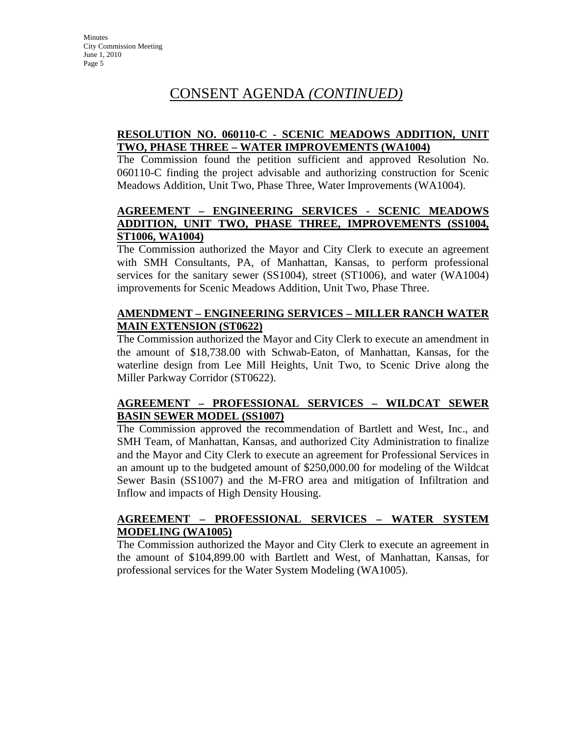# CONSENT AGENDA *(CONTINUED)*

**RESOLUTION NO. 060110-C - SCENIC MEADOWS ADDITION, UNIT TWO, PHASE THREE – WATER IMPROVEMENTS (WA1004)**

The Commission found the petition sufficient and approved Resolution No. 060110-C finding the project advisable and authorizing construction for Scenic Meadows Addition, Unit Two, Phase Three, Water Improvements (WA1004).

**AGREEMENT – ENGINEERING SERVICES - SCENIC MEADOWS ADDITION, UNIT TWO, PHASE THREE, IMPROVEMENTS (SS1004, ST1006, WA1004)**

The Commission authorized the Mayor and City Clerk to execute an agreement with SMH Consultants, PA, of Manhattan, Kansas, to perform professional services for the sanitary sewer (SS1004), street (ST1006), and water (WA1004) improvements for Scenic Meadows Addition, Unit Two, Phase Three.

**AMENDMENT – ENGINEERING SERVICES – MILLER RANCH WATER MAIN EXTENSION (ST0622)**

The Commission authorized the Mayor and City Clerk to execute an amendment in the amount of $18,738.00 with Schwab-Eaton, of Manhattan, Kansas, for the waterline design from Lee Mill Heights, Unit Two, to Scenic Drive along the Miller Parkway Corridor (ST0622).

**AGREEMENT – PROFESSIONAL SERVICES – WILDCAT SEWER BASIN SEWER MODEL (SS1007)**

The Commission approved the recommendation of Bartlett and West, Inc., and SMH Team, of Manhattan, Kansas, and authorized City Administration to finalize and the Mayor and City Clerk to execute an agreement for Professional Services in an amount up to the budgeted amount of $250,000.00 for modeling of the Wildcat Sewer Basin (SS1007) and the M-FRO area and mitigation of Infiltration and Inflow and impacts of High Density Housing.

**AGREEMENT – PROFESSIONAL SERVICES – WATER SYSTEM MODELING (WA1005)**

The Commission authorized the Mayor and City Clerk to execute an agreement in the amount of $104,899.00 with Bartlett and West, of Manhattan, Kansas, for professional services for the Water System Modeling (WA1005).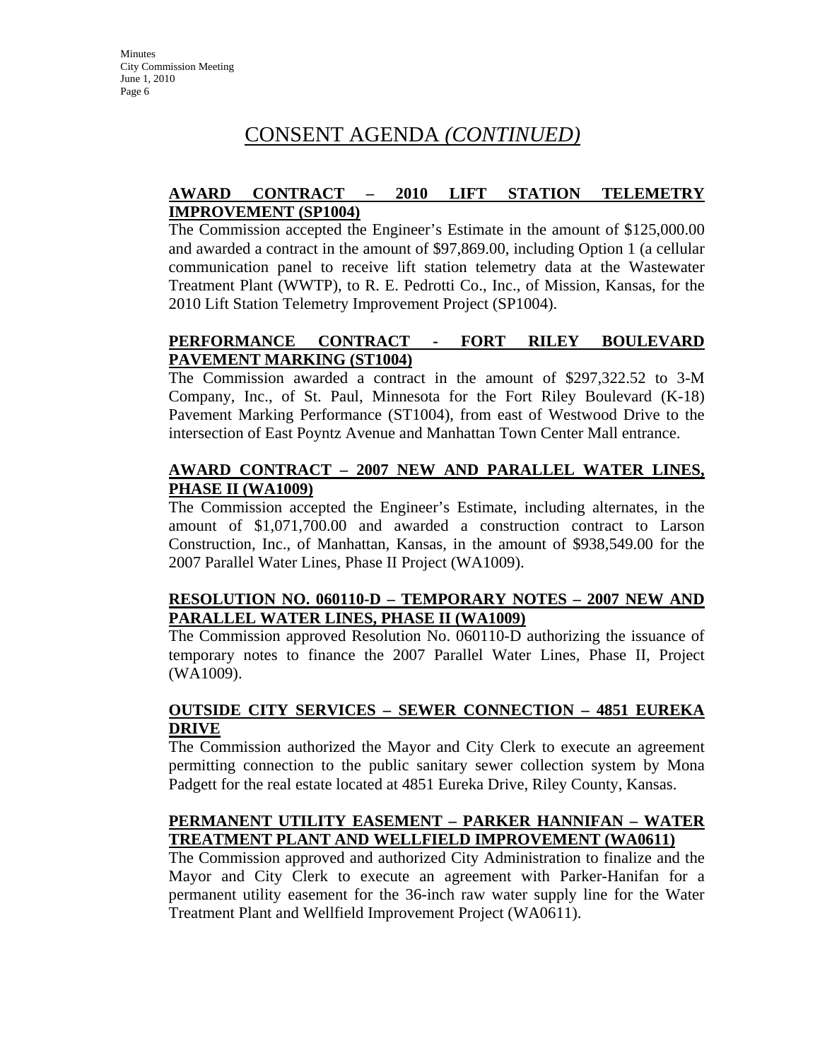# CONSENT AGENDA *(CONTINUED)*

**AWARD CONTRACT – 2010 LIFT STATION TELEMETRY IMPROVEMENT (SP1004)**

The Commission accepted the Engineer's Estimate in the amount of $125,000.00 and awarded a contract in the amount of $97,869.00, including Option 1 (a cellular communication panel to receive lift station telemetry data at the Wastewater Treatment Plant (WWTP), to R. E. Pedrotti Co., Inc., of Mission, Kansas, for the 2010 Lift Station Telemetry Improvement Project (SP1004).

**PERFORMANCE CONTRACT - FORT RILEY BOULEVARD PAVEMENT MARKING (ST1004)**

The Commission awarded a contract in the amount of $297,322.52 to 3-M Company, Inc., of St. Paul, Minnesota for the Fort Riley Boulevard (K-18) Pavement Marking Performance (ST1004), from east of Westwood Drive to the intersection of East Poyntz Avenue and Manhattan Town Center Mall entrance.

**AWARD CONTRACT – 2007 NEW AND PARALLEL WATER LINES, PHASE II (WA1009)**

The Commission accepted the Engineer's Estimate, including alternates, in the amount of $1,071,700.00 and awarded a construction contract to Larson Construction, Inc., of Manhattan, Kansas, in the amount of $938,549.00 for the 2007 Parallel Water Lines, Phase II Project (WA1009).

**RESOLUTION NO. 060110-D – TEMPORARY NOTES – 2007 NEW AND PARALLEL WATER LINES, PHASE II (WA1009)**

The Commission approved Resolution No. 060110-D authorizing the issuance of temporary notes to finance the 2007 Parallel Water Lines, Phase II, Project (WA1009).

**OUTSIDE CITY SERVICES – SEWER CONNECTION – 4851 EUREKA DRIVE**

The Commission authorized the Mayor and City Clerk to execute an agreement permitting connection to the public sanitary sewer collection system by Mona Padgett for the real estate located at 4851 Eureka Drive, Riley County, Kansas.

**PERMANENT UTILITY EASEMENT – PARKER HANNIFAN – WATER TREATMENT PLANT AND WELLFIELD IMPROVEMENT (WA0611)**

The Commission approved and authorized City Administration to finalize and the Mayor and City Clerk to execute an agreement with Parker-Hanifan for a permanent utility easement for the 36-inch raw water supply line for the Water Treatment Plant and Wellfield Improvement Project (WA0611).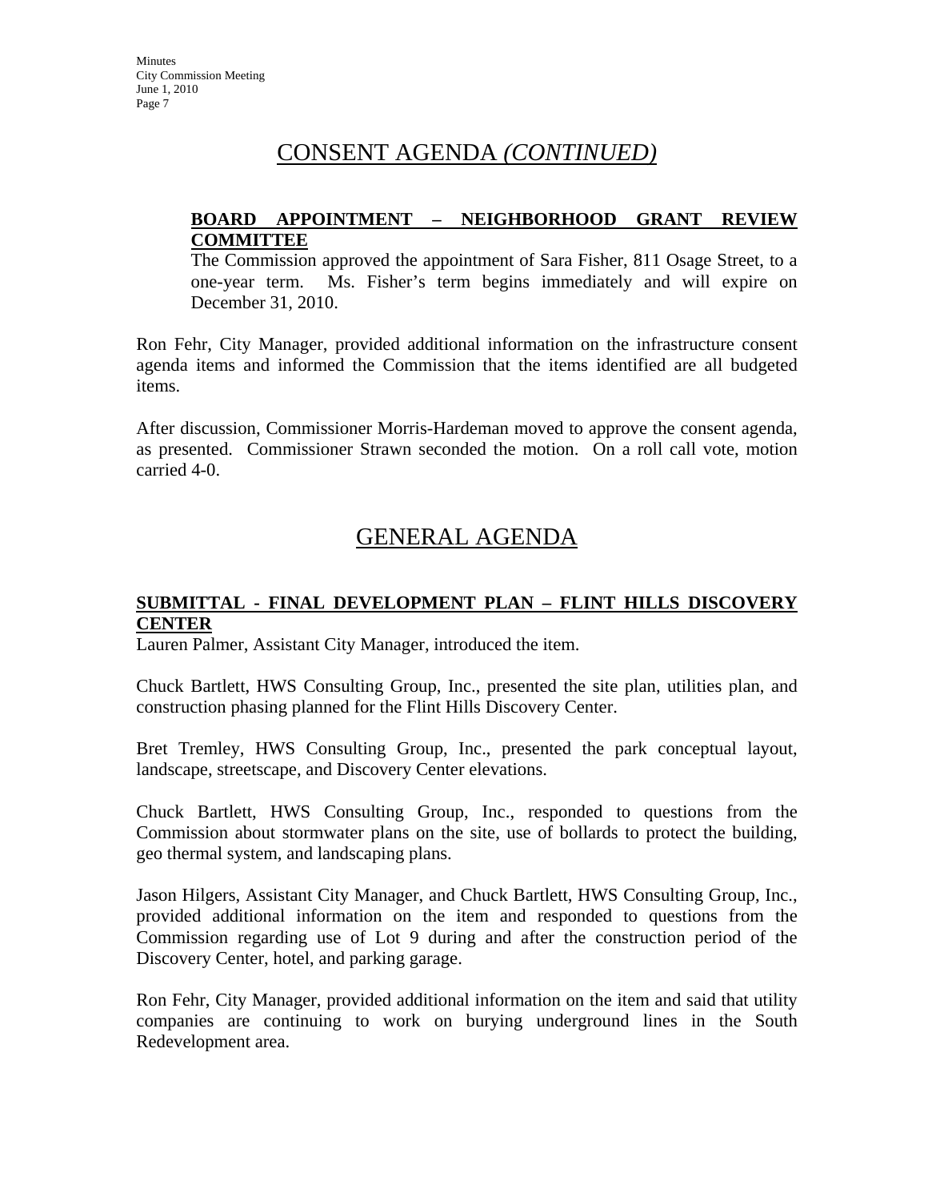## CONSENT AGENDA *(CONTINUED)*

**BOARD APPOINTMENT – NEIGHBORHOOD GRANT REVIEW COMMITTEE**

The Commission approved the appointment of Sara Fisher, 811 Osage Street, to a one-year term. Ms. Fisher's term begins immediately and will expire on December 31, 2010.

Ron Fehr, City Manager, provided additional information on the infrastructure consent agenda items and informed the Commission that the items identified are all budgeted items.

After discussion, Commissioner Morris-Hardeman moved to approve the consent agenda, as presented. Commissioner Strawn seconded the motion. On a roll call vote, motion carried 4-0.

## GENERAL AGENDA

**SUBMITTAL - FINAL DEVELOPMENT PLAN – FLINT HILLS DISCOVERY CENTER**

Lauren Palmer, Assistant City Manager, introduced the item.

Chuck Bartlett, HWS Consulting Group, Inc., presented the site plan, utilities plan, and construction phasing planned for the Flint Hills Discovery Center.

Bret Tremley, HWS Consulting Group, Inc., presented the park conceptual layout, landscape, streetscape, and Discovery Center elevations.

Chuck Bartlett, HWS Consulting Group, Inc., responded to questions from the Commission about stormwater plans on the site, use of bollards to protect the building, geo thermal system, and landscaping plans.

Jason Hilgers, Assistant City Manager, and Chuck Bartlett, HWS Consulting Group, Inc., provided additional information on the item and responded to questions from the Commission regarding use of Lot 9 during and after the construction period of the Discovery Center, hotel, and parking garage.

Ron Fehr, City Manager, provided additional information on the item and said that utility companies are continuing to work on burying underground lines in the South Redevelopment area.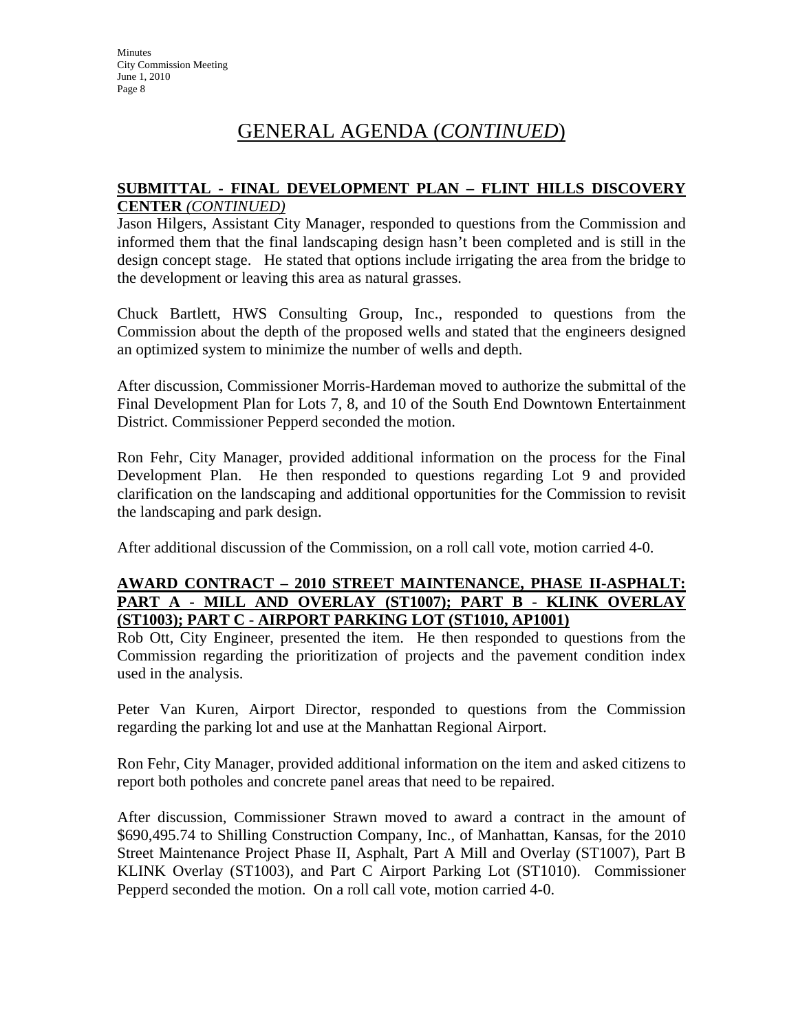# GENERAL AGENDA (*CONTINUED*)

**SUBMITTAL - FINAL DEVELOPMENT PLAN – FLINT HILLS DISCOVERY CENTER** *(CONTINUED)*

Jason Hilgers, Assistant City Manager, responded to questions from the Commission and informed them that the final landscaping design hasn't been completed and is still in the design concept stage. He stated that options include irrigating the area from the bridge to the development or leaving this area as natural grasses.

Chuck Bartlett, HWS Consulting Group, Inc., responded to questions from the Commission about the depth of the proposed wells and stated that the engineers designed an optimized system to minimize the number of wells and depth.

After discussion, Commissioner Morris-Hardeman moved to authorize the submittal of the Final Development Plan for Lots 7, 8, and 10 of the South End Downtown Entertainment District. Commissioner Pepperd seconded the motion.

Ron Fehr, City Manager, provided additional information on the process for the Final Development Plan. He then responded to questions regarding Lot 9 and provided clarification on the landscaping and additional opportunities for the Commission to revisit the landscaping and park design.

After additional discussion of the Commission, on a roll call vote, motion carried 4-0.

**AWARD CONTRACT – 2010 STREET MAINTENANCE, PHASE II-ASPHALT: PART A - MILL AND OVERLAY (ST1007); PART B - KLINK OVERLAY (ST1003); PART C - AIRPORT PARKING LOT (ST1010, AP1001)**

Rob Ott, City Engineer, presented the item. He then responded to questions from the Commission regarding the prioritization of projects and the pavement condition index used in the analysis.

Peter Van Kuren, Airport Director, responded to questions from the Commission regarding the parking lot and use at the Manhattan Regional Airport.

Ron Fehr, City Manager, provided additional information on the item and asked citizens to report both potholes and concrete panel areas that need to be repaired.

After discussion, Commissioner Strawn moved to award a contract in the amount of $690,495.74 to Shilling Construction Company, Inc., of Manhattan, Kansas, for the 2010 Street Maintenance Project Phase II, Asphalt, Part A Mill and Overlay (ST1007), Part B KLINK Overlay (ST1003), and Part C Airport Parking Lot (ST1010). Commissioner Pepperd seconded the motion. On a roll call vote, motion carried 4-0.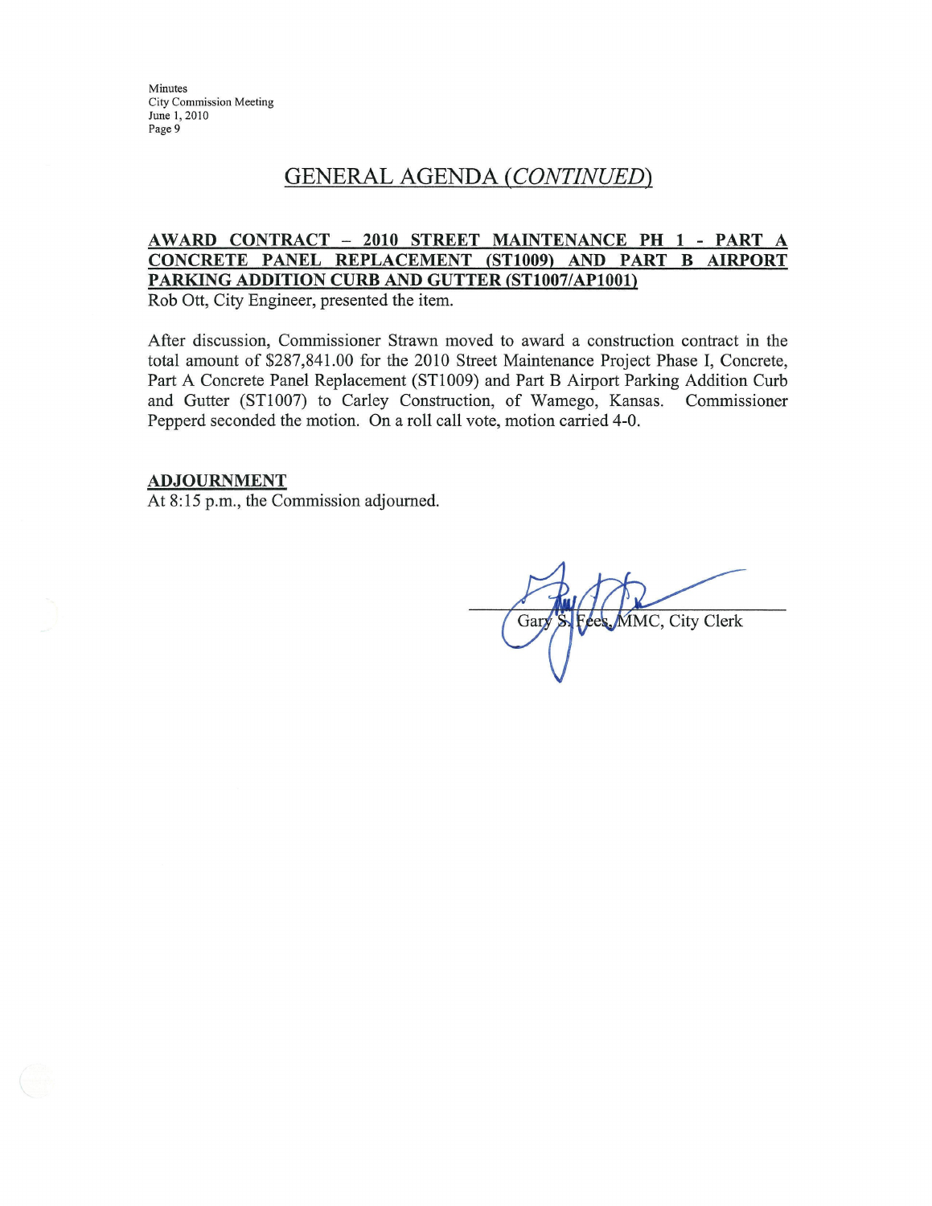## GENERAL AGENDA *(CONTINUED)*

### AWARD CONTRACT – 2010 STREET MAINTENANCE PH 1 - PART A CONCRETE PANEL REPLACEMENT (ST1009) AND PART B AIRPORT PARKING ADDITION CURB AND GUTTER (ST1007/AP1001)

Rob Ott, City Engineer, presented the item.

After discussion, Commissioner Strawn moved to award a construction contract in the total amount of $287,841.00 for the 2010 Street Maintenance Project Phase I, Concrete, Part A Concrete Panel Replacement (ST1009) and Part B Airport Parking Addition Curb and Gutter (ST1007) to Carley Construction, of Wamego, Kansas. Commissioner Pepperd seconded the motion. On a roll call vote, motion carried 4-0.

### ADJOURNMENT

At 8:15 p.m., the Commission adjourned.

Gary S. Fees, MMC, City Clerk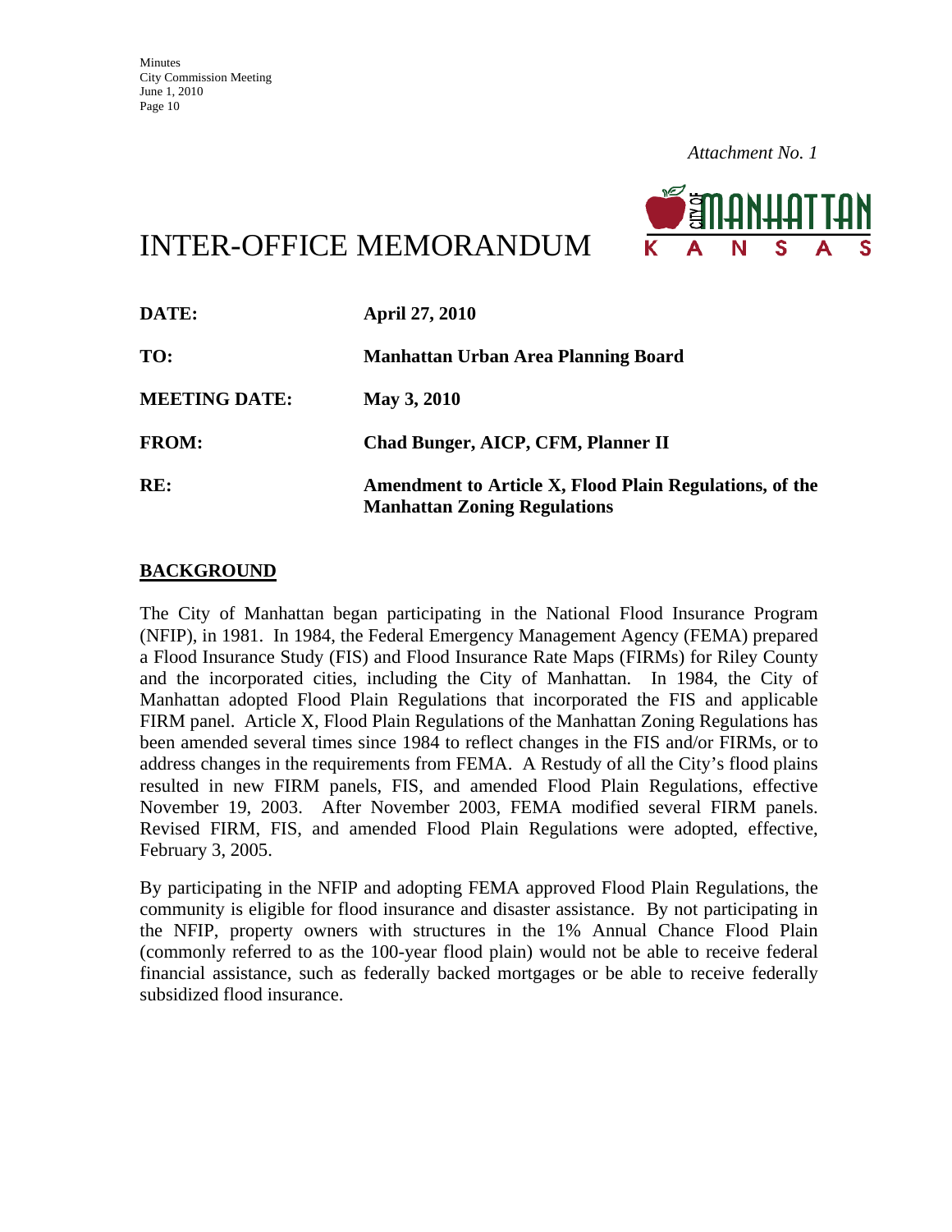*Attachment No. 1*

# INTER-OFFICE MEMORANDUM

| | |
|---|---|
| **DATE:** | **April 27, 2010** |
| **TO:** | **Manhattan Urban Area Planning Board** |
| **MEETING DATE:** | **May 3, 2010** |
| **FROM:** | **Chad Bunger, AICP, CFM, Planner II** |
| **RE:** | **Amendment to Article X, Flood Plain Regulations, of the Manhattan Zoning Regulations** |

## BACKGROUND

The City of Manhattan began participating in the National Flood Insurance Program (NFIP), in 1981. In 1984, the Federal Emergency Management Agency (FEMA) prepared a Flood Insurance Study (FIS) and Flood Insurance Rate Maps (FIRMs) for Riley County and the incorporated cities, including the City of Manhattan. In 1984, the City of Manhattan adopted Flood Plain Regulations that incorporated the FIS and applicable FIRM panel. Article X, Flood Plain Regulations of the Manhattan Zoning Regulations has been amended several times since 1984 to reflect changes in the FIS and/or FIRMs, or to address changes in the requirements from FEMA. A Restudy of all the City's flood plains resulted in new FIRM panels, FIS, and amended Flood Plain Regulations, effective November 19, 2003. After November 2003, FEMA modified several FIRM panels. Revised FIRM, FIS, and amended Flood Plain Regulations were adopted, effective, February 3, 2005.

By participating in the NFIP and adopting FEMA approved Flood Plain Regulations, the community is eligible for flood insurance and disaster assistance. By not participating in the NFIP, property owners with structures in the 1% Annual Chance Flood Plain (commonly referred to as the 100-year flood plain) would not be able to receive federal financial assistance, such as federally backed mortgages or be able to receive federally subsidized flood insurance.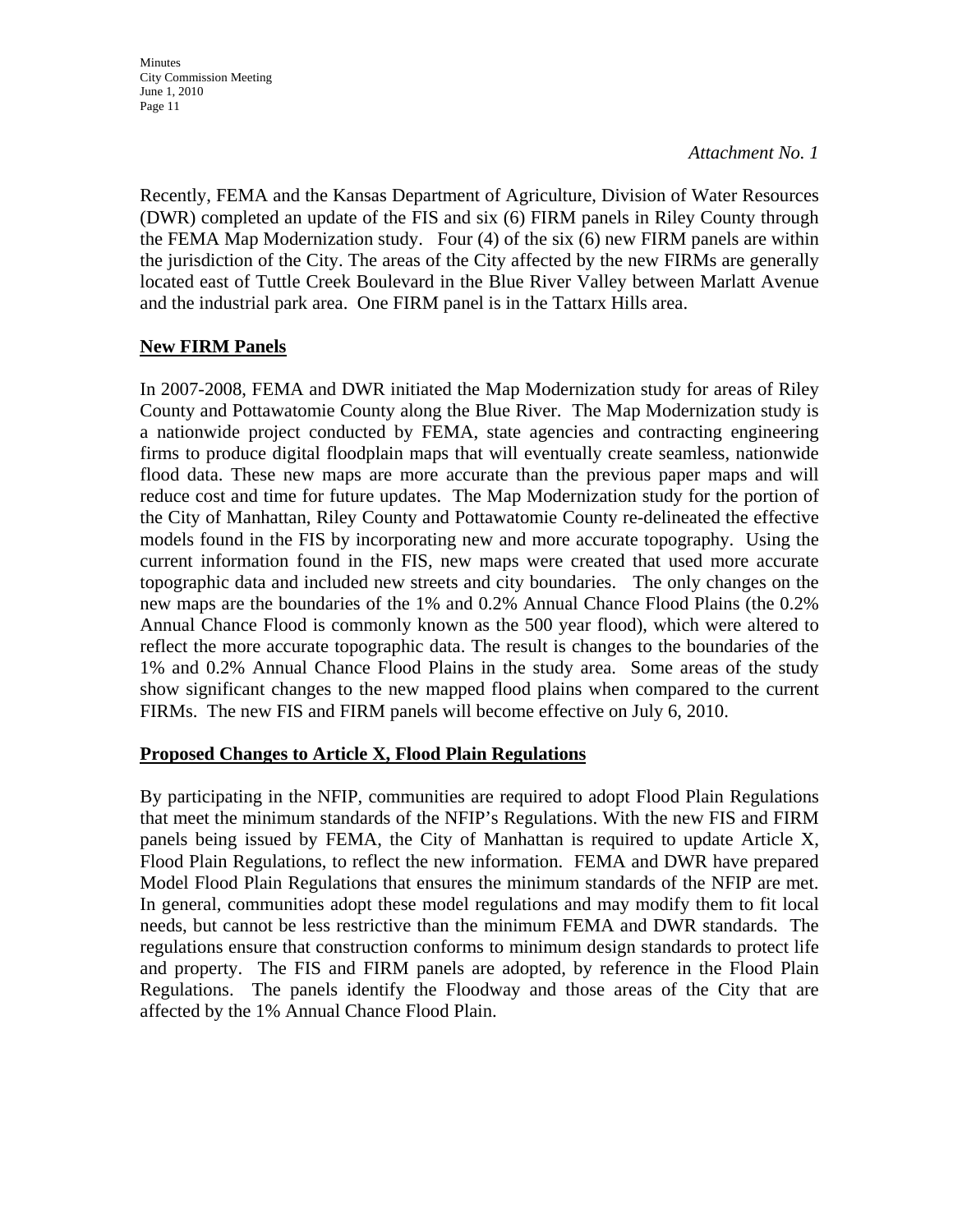*Attachment No. 1*

Recently, FEMA and the Kansas Department of Agriculture, Division of Water Resources (DWR) completed an update of the FIS and six (6) FIRM panels in Riley County through the FEMA Map Modernization study. Four (4) of the six (6) new FIRM panels are within the jurisdiction of the City. The areas of the City affected by the new FIRMs are generally located east of Tuttle Creek Boulevard in the Blue River Valley between Marlatt Avenue and the industrial park area. One FIRM panel is in the Tattarx Hills area.

**New FIRM Panels**

In 2007-2008, FEMA and DWR initiated the Map Modernization study for areas of Riley County and Pottawatomie County along the Blue River. The Map Modernization study is a nationwide project conducted by FEMA, state agencies and contracting engineering firms to produce digital floodplain maps that will eventually create seamless, nationwide flood data. These new maps are more accurate than the previous paper maps and will reduce cost and time for future updates. The Map Modernization study for the portion of the City of Manhattan, Riley County and Pottawatomie County re-delineated the effective models found in the FIS by incorporating new and more accurate topography. Using the current information found in the FIS, new maps were created that used more accurate topographic data and included new streets and city boundaries. The only changes on the new maps are the boundaries of the 1% and 0.2% Annual Chance Flood Plains (the 0.2% Annual Chance Flood is commonly known as the 500 year flood), which were altered to reflect the more accurate topographic data. The result is changes to the boundaries of the 1% and 0.2% Annual Chance Flood Plains in the study area. Some areas of the study show significant changes to the new mapped flood plains when compared to the current FIRMs. The new FIS and FIRM panels will become effective on July 6, 2010.

**Proposed Changes to Article X, Flood Plain Regulations**

By participating in the NFIP, communities are required to adopt Flood Plain Regulations that meet the minimum standards of the NFIP's Regulations. With the new FIS and FIRM panels being issued by FEMA, the City of Manhattan is required to update Article X, Flood Plain Regulations, to reflect the new information. FEMA and DWR have prepared Model Flood Plain Regulations that ensures the minimum standards of the NFIP are met. In general, communities adopt these model regulations and may modify them to fit local needs, but cannot be less restrictive than the minimum FEMA and DWR standards. The regulations ensure that construction conforms to minimum design standards to protect life and property. The FIS and FIRM panels are adopted, by reference in the Flood Plain Regulations. The panels identify the Floodway and those areas of the City that are affected by the 1% Annual Chance Flood Plain.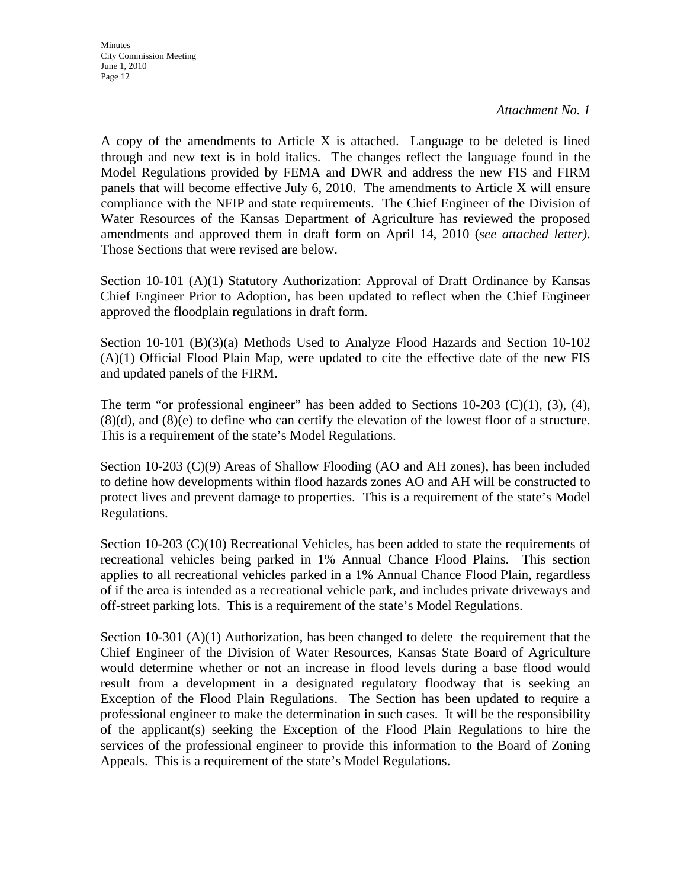*Attachment No. 1*

A copy of the amendments to Article X is attached. Language to be deleted is lined through and new text is in bold italics. The changes reflect the language found in the Model Regulations provided by FEMA and DWR and address the new FIS and FIRM panels that will become effective July 6, 2010. The amendments to Article X will ensure compliance with the NFIP and state requirements. The Chief Engineer of the Division of Water Resources of the Kansas Department of Agriculture has reviewed the proposed amendments and approved them in draft form on April 14, 2010 (*see attached letter)*. Those Sections that were revised are below.

Section 10-101 (A)(1) Statutory Authorization: Approval of Draft Ordinance by Kansas Chief Engineer Prior to Adoption, has been updated to reflect when the Chief Engineer approved the floodplain regulations in draft form.

Section 10-101 (B)(3)(a) Methods Used to Analyze Flood Hazards and Section 10-102 (A)(1) Official Flood Plain Map, were updated to cite the effective date of the new FIS and updated panels of the FIRM.

The term "or professional engineer" has been added to Sections 10-203 (C)(1), (3), (4), (8)(d), and (8)(e) to define who can certify the elevation of the lowest floor of a structure. This is a requirement of the state's Model Regulations.

Section 10-203 (C)(9) Areas of Shallow Flooding (AO and AH zones), has been included to define how developments within flood hazards zones AO and AH will be constructed to protect lives and prevent damage to properties. This is a requirement of the state's Model Regulations.

Section 10-203 (C)(10) Recreational Vehicles, has been added to state the requirements of recreational vehicles being parked in 1% Annual Chance Flood Plains. This section applies to all recreational vehicles parked in a 1% Annual Chance Flood Plain, regardless of if the area is intended as a recreational vehicle park, and includes private driveways and off-street parking lots. This is a requirement of the state's Model Regulations.

Section 10-301 (A)(1) Authorization, has been changed to delete the requirement that the Chief Engineer of the Division of Water Resources, Kansas State Board of Agriculture would determine whether or not an increase in flood levels during a base flood would result from a development in a designated regulatory floodway that is seeking an Exception of the Flood Plain Regulations. The Section has been updated to require a professional engineer to make the determination in such cases. It will be the responsibility of the applicant(s) seeking the Exception of the Flood Plain Regulations to hire the services of the professional engineer to provide this information to the Board of Zoning Appeals. This is a requirement of the state's Model Regulations.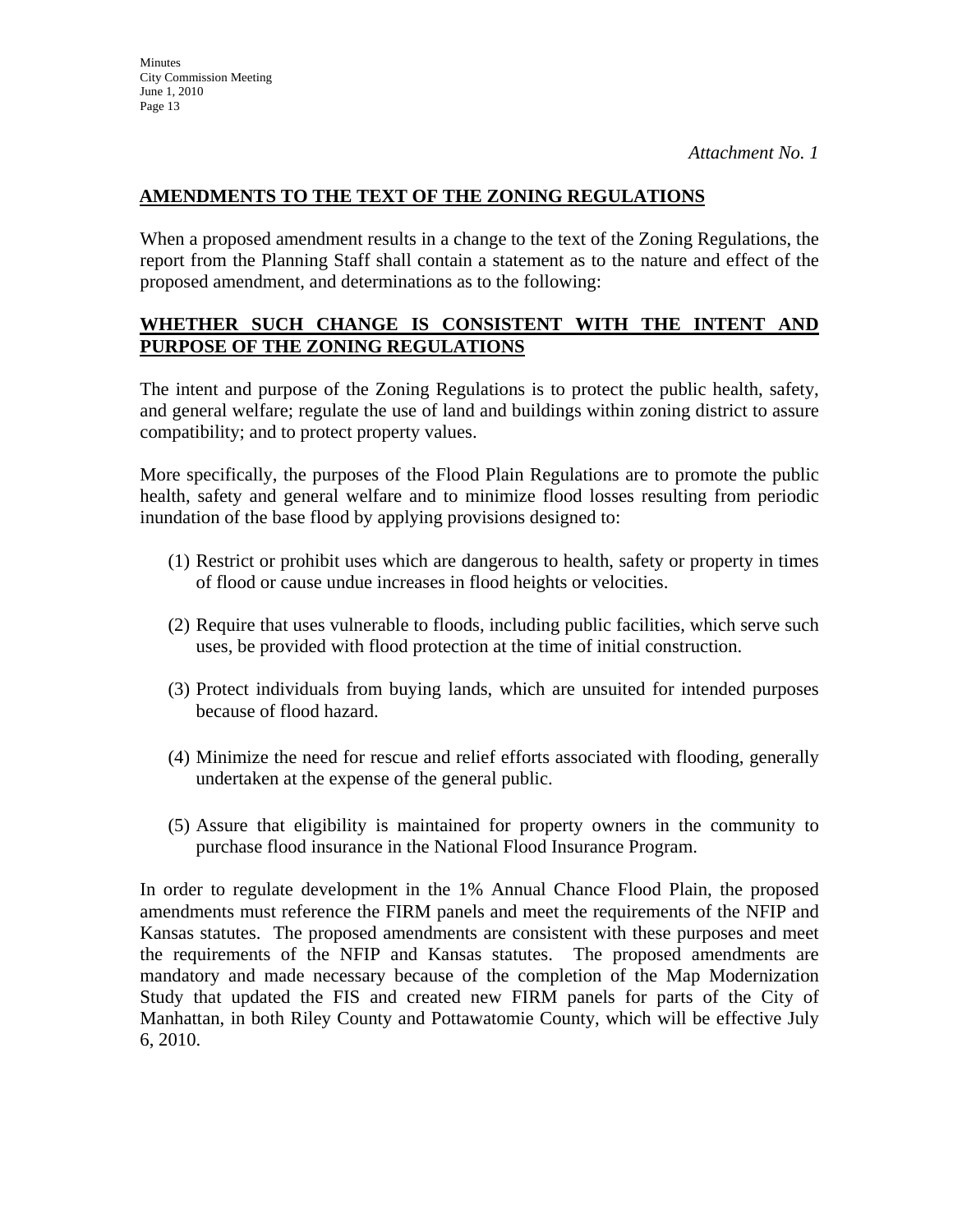*Attachment No. 1*

**AMENDMENTS TO THE TEXT OF THE ZONING REGULATIONS**

When a proposed amendment results in a change to the text of the Zoning Regulations, the report from the Planning Staff shall contain a statement as to the nature and effect of the proposed amendment, and determinations as to the following:

**WHETHER SUCH CHANGE IS CONSISTENT WITH THE INTENT AND PURPOSE OF THE ZONING REGULATIONS**

The intent and purpose of the Zoning Regulations is to protect the public health, safety, and general welfare; regulate the use of land and buildings within zoning district to assure compatibility; and to protect property values.

More specifically, the purposes of the Flood Plain Regulations are to promote the public health, safety and general welfare and to minimize flood losses resulting from periodic inundation of the base flood by applying provisions designed to:

(1) Restrict or prohibit uses which are dangerous to health, safety or property in times of flood or cause undue increases in flood heights or velocities.

(2) Require that uses vulnerable to floods, including public facilities, which serve such uses, be provided with flood protection at the time of initial construction.

(3) Protect individuals from buying lands, which are unsuited for intended purposes because of flood hazard.

(4) Minimize the need for rescue and relief efforts associated with flooding, generally undertaken at the expense of the general public.

(5) Assure that eligibility is maintained for property owners in the community to purchase flood insurance in the National Flood Insurance Program.

In order to regulate development in the 1% Annual Chance Flood Plain, the proposed amendments must reference the FIRM panels and meet the requirements of the NFIP and Kansas statutes. The proposed amendments are consistent with these purposes and meet the requirements of the NFIP and Kansas statutes. The proposed amendments are mandatory and made necessary because of the completion of the Map Modernization Study that updated the FIS and created new FIRM panels for parts of the City of Manhattan, in both Riley County and Pottawatomie County, which will be effective July 6, 2010.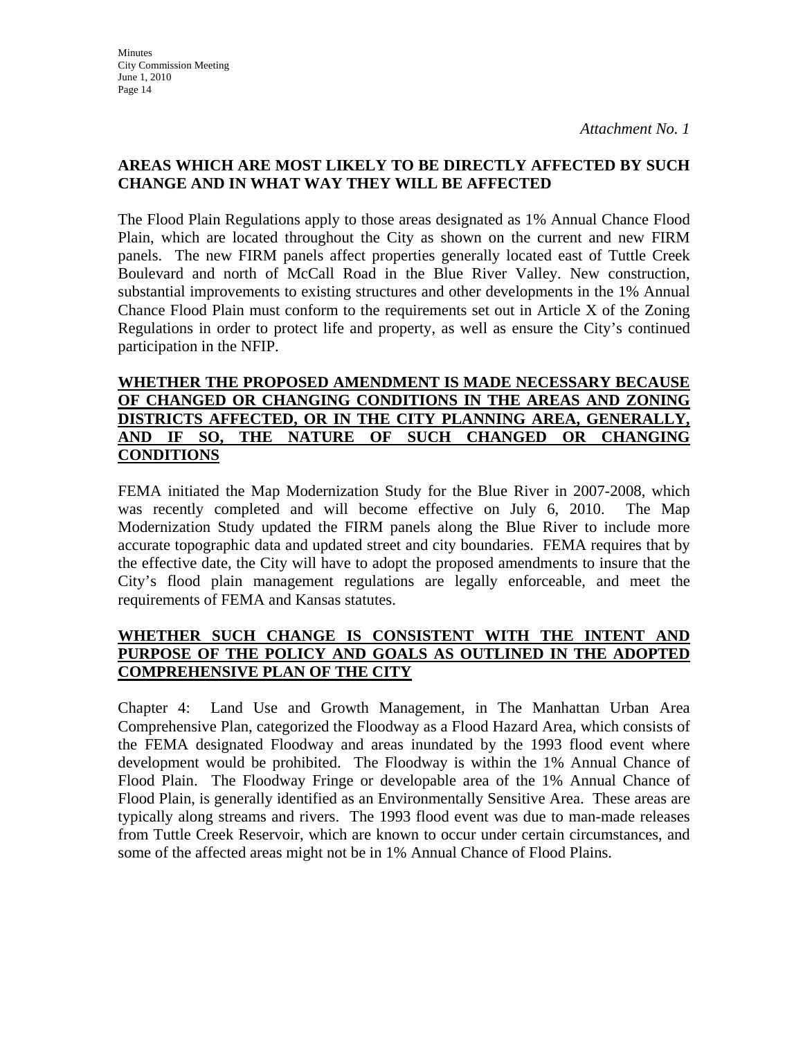*Attachment No. 1*

**AREAS WHICH ARE MOST LIKELY TO BE DIRECTLY AFFECTED BY SUCH CHANGE AND IN WHAT WAY THEY WILL BE AFFECTED**

The Flood Plain Regulations apply to those areas designated as 1% Annual Chance Flood Plain, which are located throughout the City as shown on the current and new FIRM panels. The new FIRM panels affect properties generally located east of Tuttle Creek Boulevard and north of McCall Road in the Blue River Valley. New construction, substantial improvements to existing structures and other developments in the 1% Annual Chance Flood Plain must conform to the requirements set out in Article X of the Zoning Regulations in order to protect life and property, as well as ensure the City's continued participation in the NFIP.

**WHETHER THE PROPOSED AMENDMENT IS MADE NECESSARY BECAUSE OF CHANGED OR CHANGING CONDITIONS IN THE AREAS AND ZONING DISTRICTS AFFECTED, OR IN THE CITY PLANNING AREA, GENERALLY, AND IF SO, THE NATURE OF SUCH CHANGED OR CHANGING CONDITIONS**

FEMA initiated the Map Modernization Study for the Blue River in 2007-2008, which was recently completed and will become effective on July 6, 2010. The Map Modernization Study updated the FIRM panels along the Blue River to include more accurate topographic data and updated street and city boundaries. FEMA requires that by the effective date, the City will have to adopt the proposed amendments to insure that the City's flood plain management regulations are legally enforceable, and meet the requirements of FEMA and Kansas statutes.

**WHETHER SUCH CHANGE IS CONSISTENT WITH THE INTENT AND PURPOSE OF THE POLICY AND GOALS AS OUTLINED IN THE ADOPTED COMPREHENSIVE PLAN OF THE CITY**

Chapter 4: Land Use and Growth Management, in The Manhattan Urban Area Comprehensive Plan, categorized the Floodway as a Flood Hazard Area, which consists of the FEMA designated Floodway and areas inundated by the 1993 flood event where development would be prohibited. The Floodway is within the 1% Annual Chance of Flood Plain. The Floodway Fringe or developable area of the 1% Annual Chance of Flood Plain, is generally identified as an Environmentally Sensitive Area. These areas are typically along streams and rivers. The 1993 flood event was due to man-made releases from Tuttle Creek Reservoir, which are known to occur under certain circumstances, and some of the affected areas might not be in 1% Annual Chance of Flood Plains.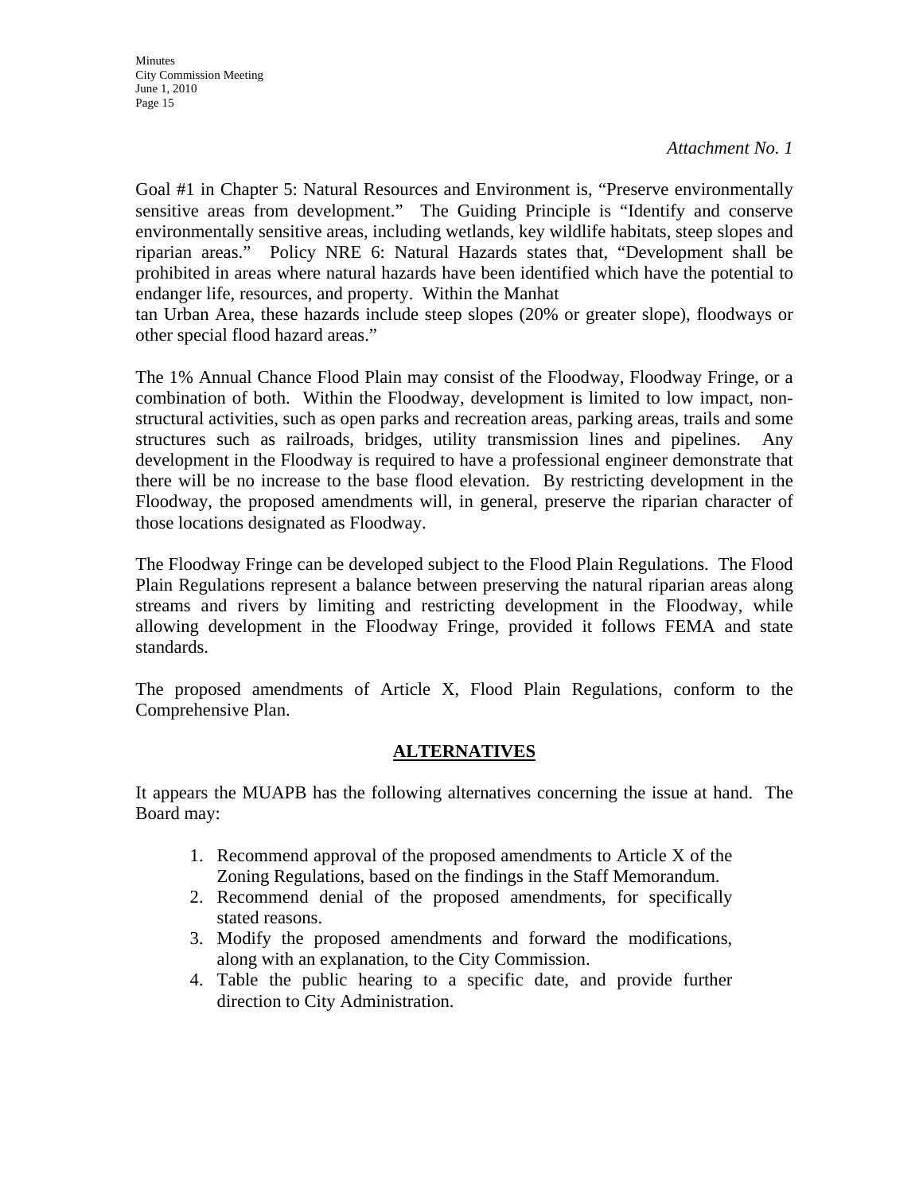*Attachment No. 1*

Goal #1 in Chapter 5: Natural Resources and Environment is, "Preserve environmentally sensitive areas from development." The Guiding Principle is "Identify and conserve environmentally sensitive areas, including wetlands, key wildlife habitats, steep slopes and riparian areas." Policy NRE 6: Natural Hazards states that, "Development shall be prohibited in areas where natural hazards have been identified which have the potential to endanger life, resources, and property. Within the Manhat
tan Urban Area, these hazards include steep slopes (20% or greater slope), floodways or other special flood hazard areas."

The 1% Annual Chance Flood Plain may consist of the Floodway, Floodway Fringe, or a combination of both. Within the Floodway, development is limited to low impact, non-structural activities, such as open parks and recreation areas, parking areas, trails and some structures such as railroads, bridges, utility transmission lines and pipelines. Any development in the Floodway is required to have a professional engineer demonstrate that there will be no increase to the base flood elevation. By restricting development in the Floodway, the proposed amendments will, in general, preserve the riparian character of those locations designated as Floodway.

The Floodway Fringe can be developed subject to the Flood Plain Regulations. The Flood Plain Regulations represent a balance between preserving the natural riparian areas along streams and rivers by limiting and restricting development in the Floodway, while allowing development in the Floodway Fringe, provided it follows FEMA and state standards.

The proposed amendments of Article X, Flood Plain Regulations, conform to the Comprehensive Plan.

## ALTERNATIVES

It appears the MUAPB has the following alternatives concerning the issue at hand. The Board may:

1. Recommend approval of the proposed amendments to Article X of the Zoning Regulations, based on the findings in the Staff Memorandum.
2. Recommend denial of the proposed amendments, for specifically stated reasons.
3. Modify the proposed amendments and forward the modifications, along with an explanation, to the City Commission.
4. Table the public hearing to a specific date, and provide further direction to City Administration.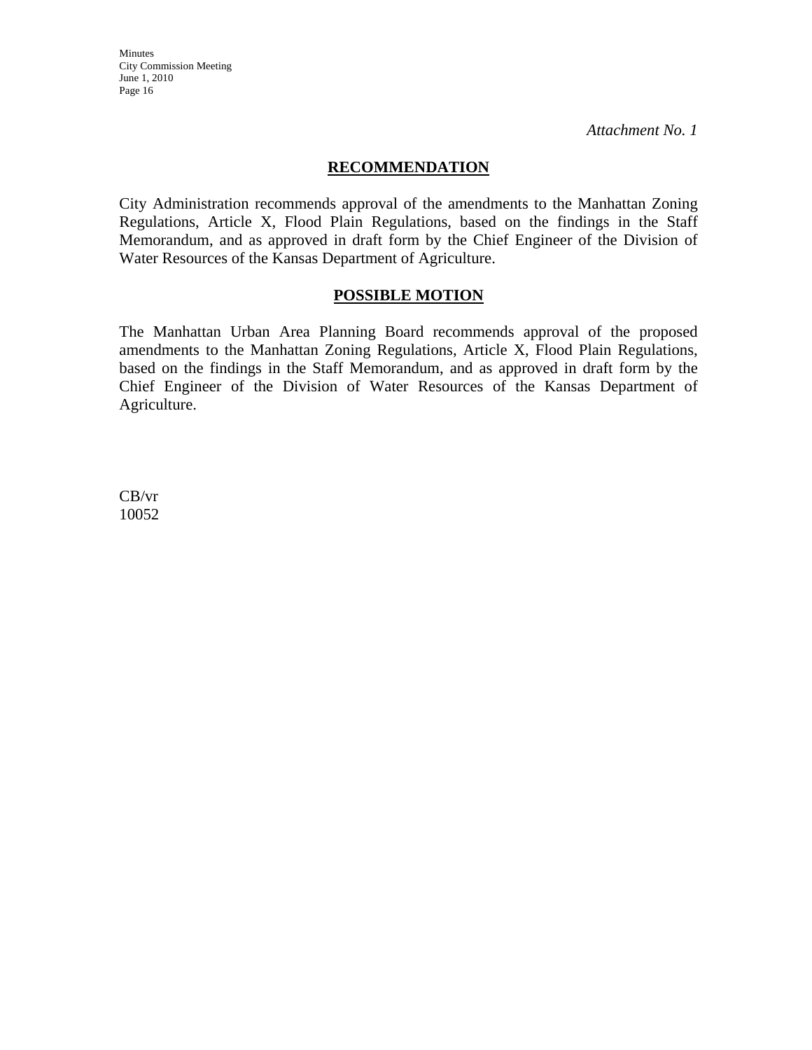*Attachment No. 1*

## RECOMMENDATION

City Administration recommends approval of the amendments to the Manhattan Zoning Regulations, Article X, Flood Plain Regulations, based on the findings in the Staff Memorandum, and as approved in draft form by the Chief Engineer of the Division of Water Resources of the Kansas Department of Agriculture.

## POSSIBLE MOTION

The Manhattan Urban Area Planning Board recommends approval of the proposed amendments to the Manhattan Zoning Regulations, Article X, Flood Plain Regulations, based on the findings in the Staff Memorandum, and as approved in draft form by the Chief Engineer of the Division of Water Resources of the Kansas Department of Agriculture.

CB/vr
10052